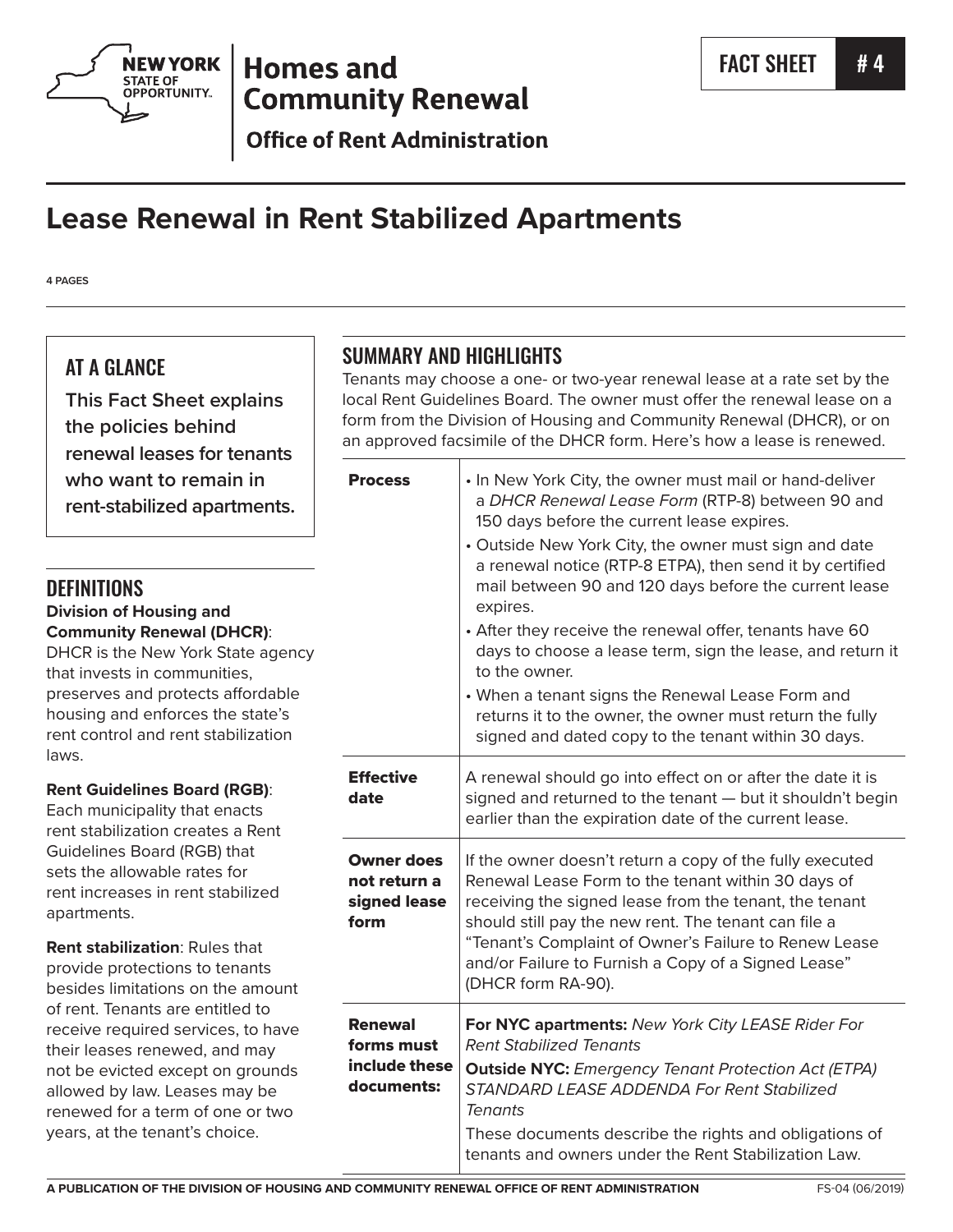New York State of Opportunity | Homes and Community Renewal

Office of Rent Administration

FACT SHEET # 4

# Lease Renewal in Rent Stabilized Apartments

4 PAGES

## AT A GLANCE

This Fact Sheet explains the policies behind renewal leases for tenants who want to remain in rent-stabilized apartments.

## DEFINITIONS

**Division of Housing and Community Renewal (DHCR)**: DHCR is the New York State agency that invests in communities, preserves and protects affordable housing and enforces the state's rent control and rent stabilization laws.

**Rent Guidelines Board (RGB)**: Each municipality that enacts rent stabilization creates a Rent Guidelines Board (RGB) that sets the allowable rates for rent increases in rent stabilized apartments.

**Rent stabilization**: Rules that provide protections to tenants besides limitations on the amount of rent. Tenants are entitled to receive required services, to have their leases renewed, and may not be evicted except on grounds allowed by law. Leases may be renewed for a term of one or two years, at the tenant's choice.

## SUMMARY AND HIGHLIGHTS

Tenants may choose a one- or two-year renewal lease at a rate set by the local Rent Guidelines Board. The owner must offer the renewal lease on a form from the Division of Housing and Community Renewal (DHCR), or on an approved facsimile of the DHCR form. Here's how a lease is renewed.

| | |
|---|---|
| **Process** | • In New York City, the owner must mail or hand-deliver a *DHCR Renewal Lease Form* (RTP-8) between 90 and 150 days before the current lease expires.<br>• Outside New York City, the owner must sign and date a renewal notice (RTP-8 ETPA), then send it by certified mail between 90 and 120 days before the current lease expires.<br>• After they receive the renewal offer, tenants have 60 days to choose a lease term, sign the lease, and return it to the owner.<br>• When a tenant signs the Renewal Lease Form and returns it to the owner, the owner must return the fully signed and dated copy to the tenant within 30 days. |
| **Effective date** | A renewal should go into effect on or after the date it is signed and returned to the tenant — but it shouldn't begin earlier than the expiration date of the current lease. |
| **Owner does not return a signed lease form** | If the owner doesn't return a copy of the fully executed Renewal Lease Form to the tenant within 30 days of receiving the signed lease from the tenant, the tenant should still pay the new rent. The tenant can file a "Tenant's Complaint of Owner's Failure to Renew Lease and/or Failure to Furnish a Copy of a Signed Lease" (DHCR form RA-90). |
| **Renewal forms must include these documents:** | **For NYC apartments:** *New York City LEASE Rider For Rent Stabilized Tenants*<br>**Outside NYC:** *Emergency Tenant Protection Act (ETPA) STANDARD LEASE ADDENDA For Rent Stabilized Tenants*<br>These documents describe the rights and obligations of tenants and owners under the Rent Stabilization Law. |

A PUBLICATION OF THE DIVISION OF HOUSING AND COMMUNITY RENEWAL OFFICE OF RENT ADMINISTRATION — FS-04 (06/2019)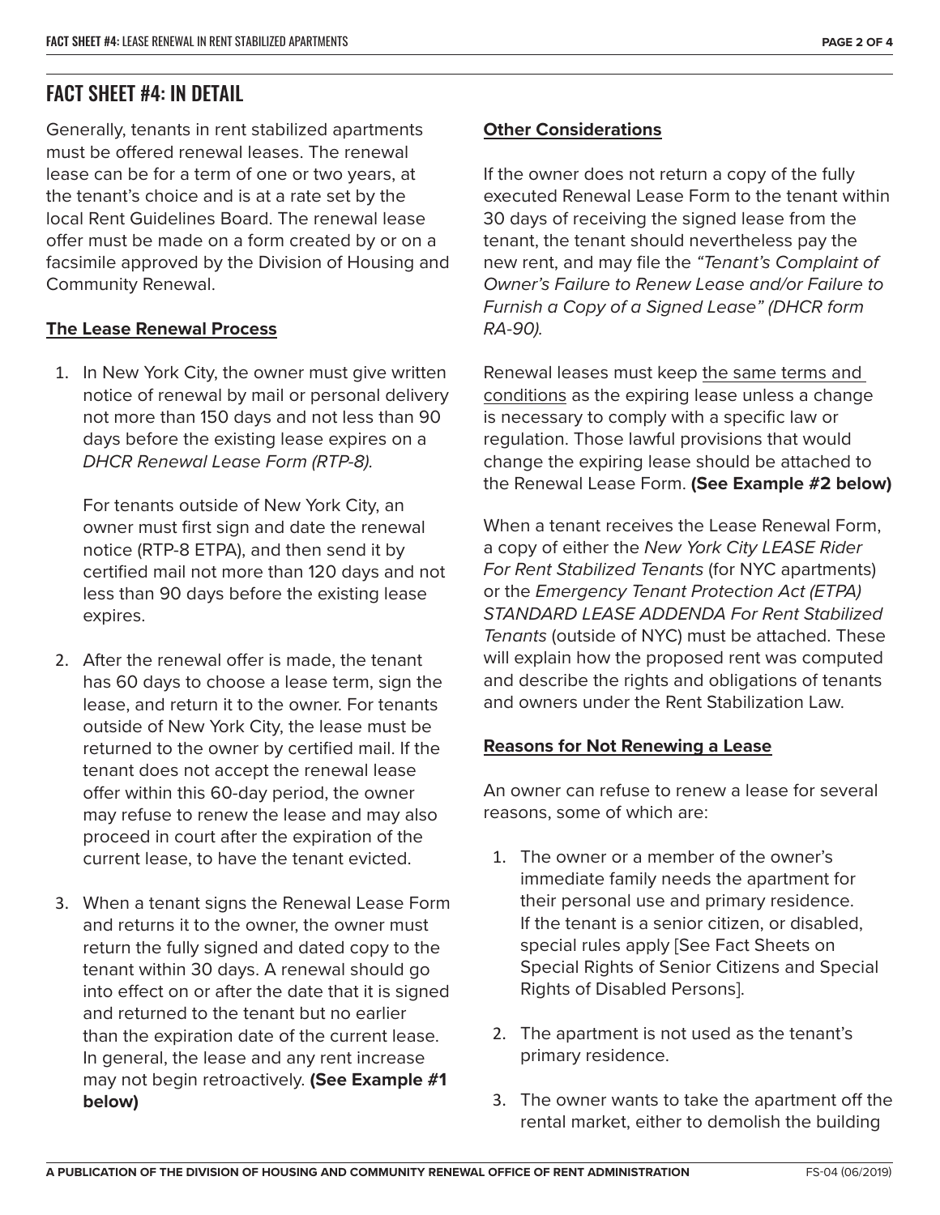## FACT SHEET #4: IN DETAIL

Generally, tenants in rent stabilized apartments must be offered renewal leases. The renewal lease can be for a term of one or two years, at the tenant's choice and is at a rate set by the local Rent Guidelines Board. The renewal lease offer must be made on a form created by or on a facsimile approved by the Division of Housing and Community Renewal.

**The Lease Renewal Process**

1. In New York City, the owner must give written notice of renewal by mail or personal delivery not more than 150 days and not less than 90 days before the existing lease expires on a *DHCR Renewal Lease Form (RTP-8).*

   For tenants outside of New York City, an owner must first sign and date the renewal notice (RTP-8 ETPA), and then send it by certified mail not more than 120 days and not less than 90 days before the existing lease expires.

2. After the renewal offer is made, the tenant has 60 days to choose a lease term, sign the lease, and return it to the owner. For tenants outside of New York City, the lease must be returned to the owner by certified mail. If the tenant does not accept the renewal lease offer within this 60-day period, the owner may refuse to renew the lease and may also proceed in court after the expiration of the current lease, to have the tenant evicted.

3. When a tenant signs the Renewal Lease Form and returns it to the owner, the owner must return the fully signed and dated copy to the tenant within 30 days. A renewal should go into effect on or after the date that it is signed and returned to the tenant but no earlier than the expiration date of the current lease. In general, the lease and any rent increase may not begin retroactively. **(See Example #1 below)**

**Other Considerations**

If the owner does not return a copy of the fully executed Renewal Lease Form to the tenant within 30 days of receiving the signed lease from the tenant, the tenant should nevertheless pay the new rent, and may file the *"Tenant's Complaint of Owner's Failure to Renew Lease and/or Failure to Furnish a Copy of a Signed Lease" (DHCR form RA-90).*

Renewal leases must keep the same terms and conditions as the expiring lease unless a change is necessary to comply with a specific law or regulation. Those lawful provisions that would change the expiring lease should be attached to the Renewal Lease Form. **(See Example #2 below)**

When a tenant receives the Lease Renewal Form, a copy of either the *New York City LEASE Rider For Rent Stabilized Tenants* (for NYC apartments) or the *Emergency Tenant Protection Act (ETPA) STANDARD LEASE ADDENDA For Rent Stabilized Tenants* (outside of NYC) must be attached. These will explain how the proposed rent was computed and describe the rights and obligations of tenants and owners under the Rent Stabilization Law.

**Reasons for Not Renewing a Lease**

An owner can refuse to renew a lease for several reasons, some of which are:

1. The owner or a member of the owner's immediate family needs the apartment for their personal use and primary residence. If the tenant is a senior citizen, or disabled, special rules apply [See Fact Sheets on Special Rights of Senior Citizens and Special Rights of Disabled Persons].

2. The apartment is not used as the tenant's primary residence.

3. The owner wants to take the apartment off the rental market, either to demolish the building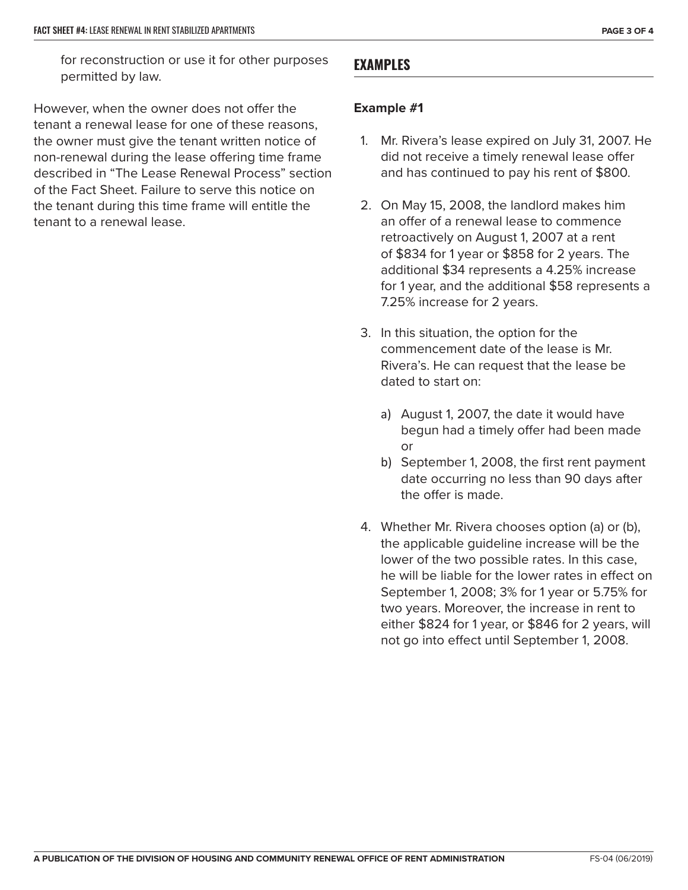for reconstruction or use it for other purposes permitted by law.

However, when the owner does not offer the tenant a renewal lease for one of these reasons, the owner must give the tenant written notice of non-renewal during the lease offering time frame described in "The Lease Renewal Process" section of the Fact Sheet. Failure to serve this notice on the tenant during this time frame will entitle the tenant to a renewal lease.

## EXAMPLES

**Example #1**

1. Mr. Rivera's lease expired on July 31, 2007. He did not receive a timely renewal lease offer and has continued to pay his rent of $800.
2. On May 15, 2008, the landlord makes him an offer of a renewal lease to commence retroactively on August 1, 2007 at a rent of $834 for 1 year or $858 for 2 years. The additional $34 represents a 4.25% increase for 1 year, and the additional $58 represents a 7.25% increase for 2 years.
3. In this situation, the option for the commencement date of the lease is Mr. Rivera's. He can request that the lease be dated to start on:
   a) August 1, 2007, the date it would have begun had a timely offer had been made or
   b) September 1, 2008, the first rent payment date occurring no less than 90 days after the offer is made.
4. Whether Mr. Rivera chooses option (a) or (b), the applicable guideline increase will be the lower of the two possible rates. In this case, he will be liable for the lower rates in effect on September 1, 2008; 3% for 1 year or 5.75% for two years. Moreover, the increase in rent to either $824 for 1 year, or $846 for 2 years, will not go into effect until September 1, 2008.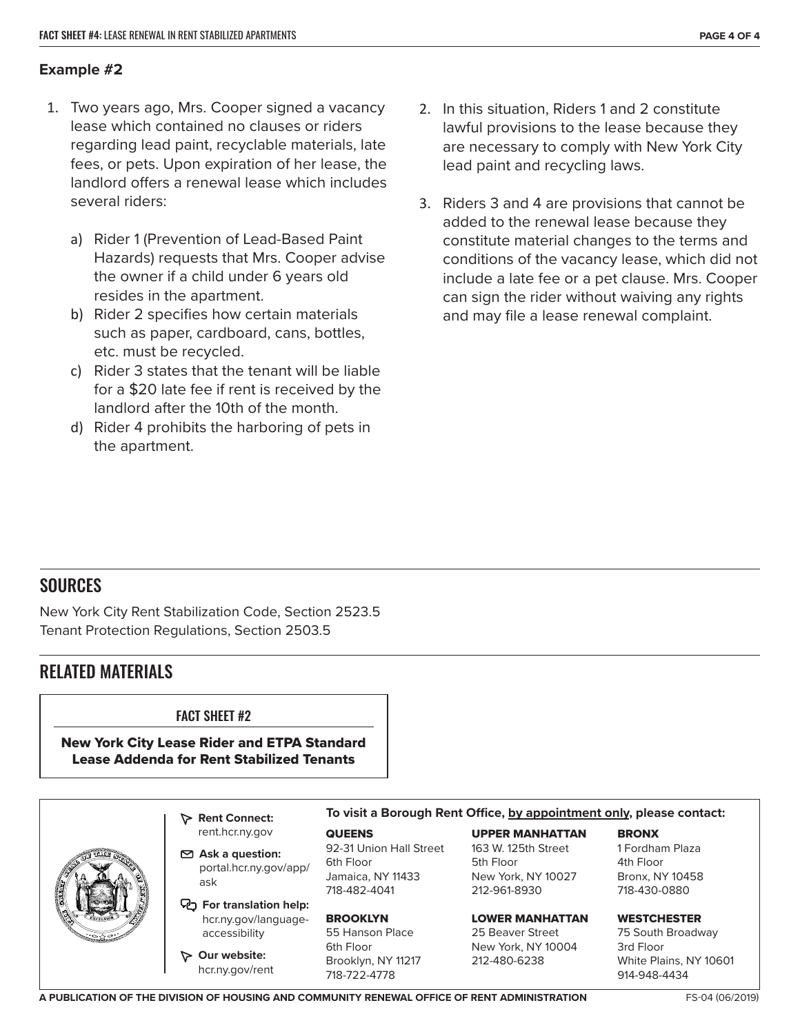**Example #2**

1. Two years ago, Mrs. Cooper signed a vacancy lease which contained no clauses or riders regarding lead paint, recyclable materials, late fees, or pets. Upon expiration of her lease, the landlord offers a renewal lease which includes several riders:
   a) Rider 1 (Prevention of Lead-Based Paint Hazards) requests that Mrs. Cooper advise the owner if a child under 6 years old resides in the apartment.
   b) Rider 2 specifies how certain materials such as paper, cardboard, cans, bottles, etc. must be recycled.
   c) Rider 3 states that the tenant will be liable for a $20 late fee if rent is received by the landlord after the 10th of the month.
   d) Rider 4 prohibits the harboring of pets in the apartment.
2. In this situation, Riders 1 and 2 constitute lawful provisions to the lease because they are necessary to comply with New York City lead paint and recycling laws.
3. Riders 3 and 4 are provisions that cannot be added to the renewal lease because they constitute material changes to the terms and conditions of the vacancy lease, which did not include a late fee or a pet clause. Mrs. Cooper can sign the rider without waiving any rights and may file a lease renewal complaint.

## SOURCES

New York City Rent Stabilization Code, Section 2523.5
Tenant Protection Regulations, Section 2503.5

## RELATED MATERIALS

FACT SHEET #2

**New York City Lease Rider and ETPA Standard Lease Addenda for Rent Stabilized Tenants**

**Rent Connect:** rent.hcr.ny.gov

**Ask a question:** portal.hcr.ny.gov/app/ask

**For translation help:** hcr.ny.gov/language-accessibility

**Our website:** hcr.ny.gov/rent

**To visit a Borough Rent Office, by appointment only, please contact:**

**QUEENS**
92-31 Union Hall Street
6th Floor
Jamaica, NY 11433
718-482-4041

**BROOKLYN**
55 Hanson Place
6th Floor
Brooklyn, NY 11217
718-722-4778

**UPPER MANHATTAN**
163 W. 125th Street
5th Floor
New York, NY 10027
212-961-8930

**LOWER MANHATTAN**
25 Beaver Street
New York, NY 10004
212-480-6238

**BRONX**
1 Fordham Plaza
4th Floor
Bronx, NY 10458
718-430-0880

**WESTCHESTER**
75 South Broadway
3rd Floor
White Plains, NY 10601
914-948-4434

**A PUBLICATION OF THE DIVISION OF HOUSING AND COMMUNITY RENEWAL OFFICE OF RENT ADMINISTRATION**

FS-04 (06/2019)